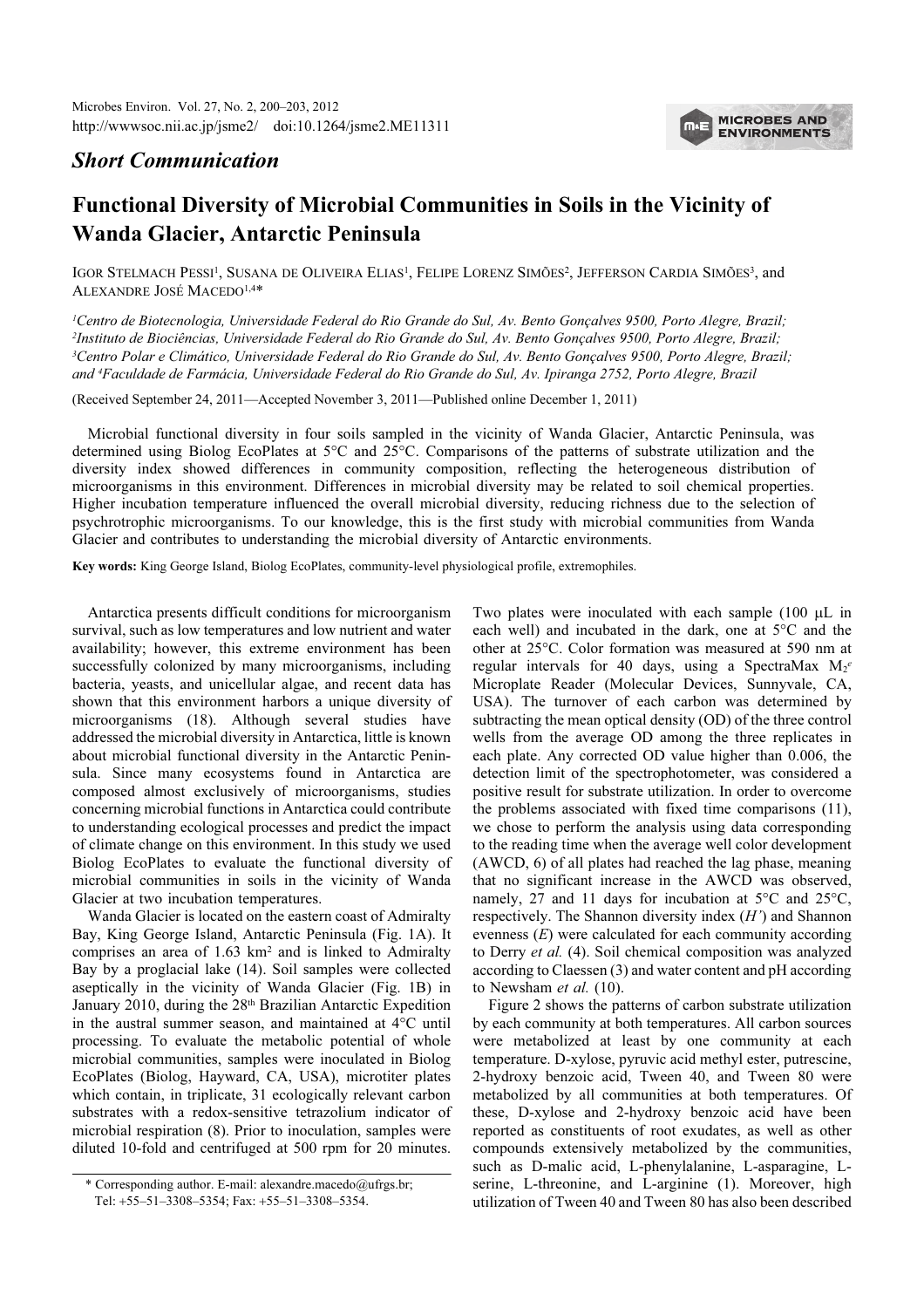*Short Communication*

# Functional Diversity of Microbial Communities in Soils in the Vicinity of Wanda Glacier, Antarctic Peninsula

IGOR STELMACH PESSI[1], SUSANA DE OLIVEIRA ELIAS[1], FELIPE LORENZ SIMÕES[2], JEFFERSON CARDIA SIMÕES[3], and ALEXANDRE JOSÉ MACEDO[1,4]*

[1]*Centro de Biotecnologia, Universidade Federal do Rio Grande do Sul, Av. Bento Gonçalves 9500, Porto Alegre, Brazil;* [2]*Instituto de Biociências, Universidade Federal do Rio Grande do Sul, Av. Bento Gonçalves 9500, Porto Alegre, Brazil;* [3]*Centro Polar e Climático, Universidade Federal do Rio Grande do Sul, Av. Bento Gonçalves 9500, Porto Alegre, Brazil; and* [4]*Faculdade de Farmácia, Universidade Federal do Rio Grande do Sul, Av. Ipiranga 2752, Porto Alegre, Brazil*

(Received September 24, 2011—Accepted November 3, 2011—Published online December 1, 2011)

Microbial functional diversity in four soils sampled in the vicinity of Wanda Glacier, Antarctic Peninsula, was determined using Biolog EcoPlates at 5°C and 25°C. Comparisons of the patterns of substrate utilization and the diversity index showed differences in community composition, reflecting the heterogeneous distribution of microorganisms in this environment. Differences in microbial diversity may be related to soil chemical properties. Higher incubation temperature influenced the overall microbial diversity, reducing richness due to the selection of psychrotrophic microorganisms. To our knowledge, this is the first study with microbial communities from Wanda Glacier and contributes to understanding the microbial diversity of Antarctic environments.

**Key words:** King George Island, Biolog EcoPlates, community-level physiological profile, extremophiles.

Antarctica presents difficult conditions for microorganism survival, such as low temperatures and low nutrient and water availability; however, this extreme environment has been successfully colonized by many microorganisms, including bacteria, yeasts, and unicellular algae, and recent data has shown that this environment harbors a unique diversity of microorganisms (18). Although several studies have addressed the microbial diversity in Antarctica, little is known about microbial functional diversity in the Antarctic Peninsula. Since many ecosystems found in Antarctica are composed almost exclusively of microorganisms, studies concerning microbial functions in Antarctica could contribute to understanding ecological processes and predict the impact of climate change on this environment. In this study we used Biolog EcoPlates to evaluate the functional diversity of microbial communities in soils in the vicinity of Wanda Glacier at two incubation temperatures.

Wanda Glacier is located on the eastern coast of Admiralty Bay, King George Island, Antarctic Peninsula (Fig. 1A). It comprises an area of 1.63 km$^2$ and is linked to Admiralty Bay by a proglacial lake (14). Soil samples were collected aseptically in the vicinity of Wanda Glacier (Fig. 1B) in January 2010, during the 28$^{th}$ Brazilian Antarctic Expedition in the austral summer season, and maintained at 4°C until processing. To evaluate the metabolic potential of whole microbial communities, samples were inoculated in Biolog EcoPlates (Biolog, Hayward, CA, USA), microtiter plates which contain, in triplicate, 31 ecologically relevant carbon substrates with a redox-sensitive tetrazolium indicator of microbial respiration (8). Prior to inoculation, samples were diluted 10-fold and centrifuged at 500 rpm for 20 minutes. Two plates were inoculated with each sample (100 μL in each well) and incubated in the dark, one at 5°C and the other at 25°C. Color formation was measured at 590 nm at regular intervals for 40 days, using a SpectraMax M$_2$$^e$ Microplate Reader (Molecular Devices, Sunnyvale, CA, USA). The turnover of each carbon was determined by subtracting the mean optical density (OD) of the three control wells from the average OD among the three replicates in each plate. Any corrected OD value higher than 0.006, the detection limit of the spectrophotometer, was considered a positive result for substrate utilization. In order to overcome the problems associated with fixed time comparisons (11), we chose to perform the analysis using data corresponding to the reading time when the average well color development (AWCD, 6) of all plates had reached the lag phase, meaning that no significant increase in the AWCD was observed, namely, 27 and 11 days for incubation at 5°C and 25°C, respectively. The Shannon diversity index ($H'$) and Shannon evenness ($E$) were calculated for each community according to Derry *et al.* (4). Soil chemical composition was analyzed according to Claessen (3) and water content and pH according to Newsham *et al.* (10).

Figure 2 shows the patterns of carbon substrate utilization by each community at both temperatures. All carbon sources were metabolized at least by one community at each temperature. D-xylose, pyruvic acid methyl ester, putrescine, 2-hydroxy benzoic acid, Tween 40, and Tween 80 were metabolized by all communities at both temperatures. Of these, D-xylose and 2-hydroxy benzoic acid have been reported as constituents of root exudates, as well as other compounds extensively metabolized by the communities, such as D-malic acid, L-phenylalanine, L-asparagine, L-serine, L-threonine, and L-arginine (1). Moreover, high utilization of Tween 40 and Tween 80 has also been described

\* Corresponding author. E-mail: alexandre.macedo@ufrgs.br; Tel: +55–51–3308–5354; Fax: +55–51–3308–5354.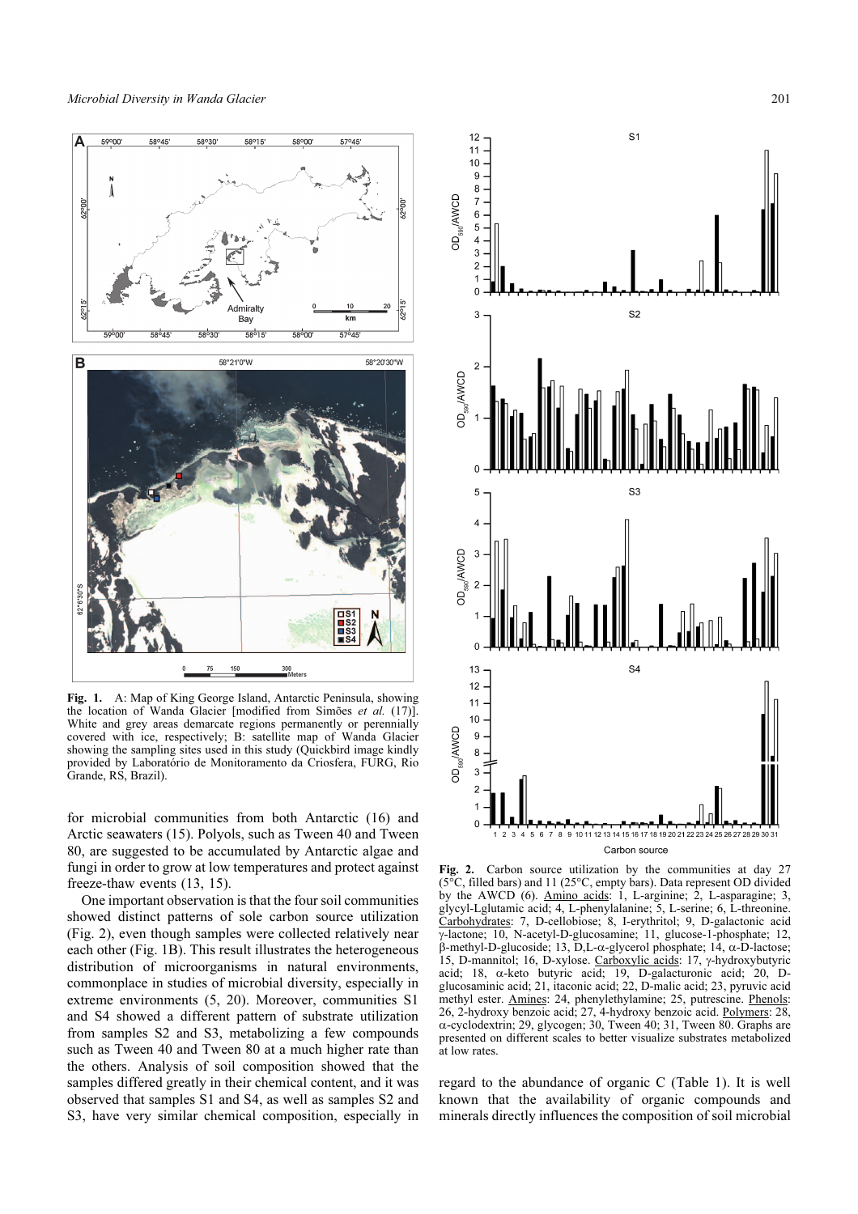**Fig. 1.** A: Map of King George Island, Antarctic Peninsula, showing the location of Wanda Glacier [modified from Simões *et al.* (17)]. White and grey areas demarcate regions permanently or perennially covered with ice, respectively; B: satellite map of Wanda Glacier showing the sampling sites used in this study (Quickbird image kindly provided by Laboratório de Monitoramento da Criosfera, FURG, Rio Grande, RS, Brazil).

for microbial communities from both Antarctic (16) and Arctic seawaters (15). Polyols, such as Tween 40 and Tween 80, are suggested to be accumulated by Antarctic algae and fungi in order to grow at low temperatures and protect against freeze-thaw events (13, 15).

One important observation is that the four soil communities showed distinct patterns of sole carbon source utilization (Fig. 2), even though samples were collected relatively near each other (Fig. 1B). This result illustrates the heterogeneous distribution of microorganisms in natural environments, commonplace in studies of microbial diversity, especially in extreme environments (5, 20). Moreover, communities S1 and S4 showed a different pattern of substrate utilization from samples S2 and S3, metabolizing a few compounds such as Tween 40 and Tween 80 at a much higher rate than the others. Analysis of soil composition showed that the samples differed greatly in their chemical content, and it was observed that samples S1 and S4, as well as samples S2 and S3, have very similar chemical composition, especially in regard to the abundance of organic C (Table 1). It is well known that the availability of organic compounds and minerals directly influences the composition of soil microbial

**Fig. 2.** Carbon source utilization by the communities at day 27 (5°C, filled bars) and 11 (25°C, empty bars). Data represent OD divided by the AWCD (6). Amino acids: 1, L-arginine; 2, L-asparagine; 3, glycyl-Lglutamic acid; 4, L-phenylalanine; 5, L-serine; 6, L-threonine. Carbohydrates: 7, D-cellobiose; 8, I-erythritol; 9, D-galactonic acid γ-lactone; 10, N-acetyl-D-glucosamine; 11, glucose-1-phosphate; 12, β-methyl-D-glucoside; 13, D,L-α-glycerol phosphate; 14, α-D-lactose; 15, D-mannitol; 16, D-xylose. Carboxylic acids: 17, γ-hydroxybutyric acid; 18, α-keto butyric acid; 19, D-galacturonic acid; 20, D-glucosaminic acid; 21, itaconic acid; 22, D-malic acid; 23, pyruvic acid methyl ester. Amines: 24, phenylethylamine; 25, putrescine. Phenols: 26, 2-hydroxy benzoic acid; 27, 4-hydroxy benzoic acid. Polymers: 28, α-cyclodextrin; 29, glycogen; 30, Tween 40; 31, Tween 80. Graphs are presented on different scales to better visualize substrates metabolized at low rates.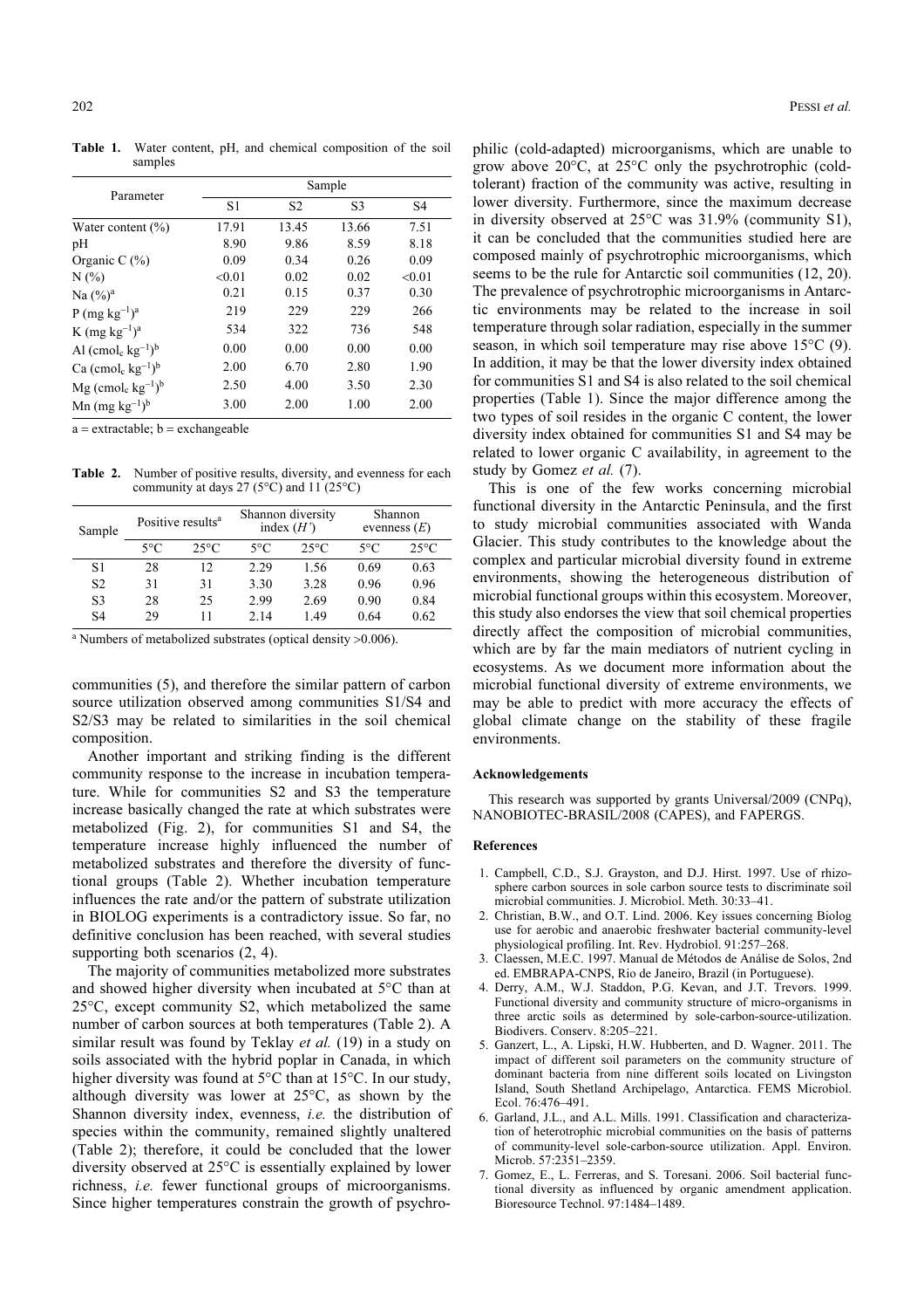**Table 1.** Water content, pH, and chemical composition of the soil samples

| Parameter | Sample | | | |
|---|---|---|---|---|
| | S1 | S2 | S3 | S4 |
| Water content (%) | 17.91 | 13.45 | 13.66 | 7.51 |
| pH | 8.90 | 9.86 | 8.59 | 8.18 |
| Organic C (%) | 0.09 | 0.34 | 0.26 | 0.09 |
| N (%) | <0.01 | 0.02 | 0.02 | <0.01 |
| Na (%)[a] | 0.21 | 0.15 | 0.37 | 0.30 |
| P (mg $kg^{-1}$)[a] | 219 | 229 | 229 | 266 |
| K (mg $kg^{-1}$)[a] | 534 | 322 | 736 | 548 |
| Al ($cmol_c$ $kg^{-1}$)[b] | 0.00 | 0.00 | 0.00 | 0.00 |
| Ca ($cmol_c$ $kg^{-1}$)[b] | 2.00 | 6.70 | 2.80 | 1.90 |
| Mg ($cmol_c$ $kg^{-1}$)[b] | 2.50 | 4.00 | 3.50 | 2.30 |
| Mn (mg $kg^{-1}$)[b] | 3.00 | 2.00 | 1.00 | 2.00 |

a = extractable; b = exchangeable

**Table 2.** Number of positive results, diversity, and evenness for each community at days 27 (5°C) and 11 (25°C)

| Sample | Positive results[a] | | Shannon diversity index ($H'$) | | Shannon evenness ($E$) | |
|---|---|---|---|---|---|---|
| | 5°C | 25°C | 5°C | 25°C | 5°C | 25°C |
| S1 | 28 | 12 | 2.29 | 1.56 | 0.69 | 0.63 |
| S2 | 31 | 31 | 3.30 | 3.28 | 0.96 | 0.96 |
| S3 | 28 | 25 | 2.99 | 2.69 | 0.90 | 0.84 |
| S4 | 29 | 11 | 2.14 | 1.49 | 0.64 | 0.62 |

[a] Numbers of metabolized substrates (optical density >0.006).

communities (5), and therefore the similar pattern of carbon source utilization observed among communities S1/S4 and S2/S3 may be related to similarities in the soil chemical composition.

Another important and striking finding is the different community response to the increase in incubation temperature. While for communities S2 and S3 the temperature increase basically changed the rate at which substrates were metabolized (Fig. 2), for communities S1 and S4, the temperature increase highly influenced the number of metabolized substrates and therefore the diversity of functional groups (Table 2). Whether incubation temperature influences the rate and/or the pattern of substrate utilization in BIOLOG experiments is a contradictory issue. So far, no definitive conclusion has been reached, with several studies supporting both scenarios (2, 4).

The majority of communities metabolized more substrates and showed higher diversity when incubated at 5°C than at 25°C, except community S2, which metabolized the same number of carbon sources at both temperatures (Table 2). A similar result was found by Teklay *et al.* (19) in a study on soils associated with the hybrid poplar in Canada, in which higher diversity was found at 5°C than at 15°C. In our study, although diversity was lower at 25°C, as shown by the Shannon diversity index, evenness, *i.e.* the distribution of species within the community, remained slightly unaltered (Table 2); therefore, it could be concluded that the lower diversity observed at 25°C is essentially explained by lower richness, *i.e.* fewer functional groups of microorganisms. Since higher temperatures constrain the growth of psychrophilic (cold-adapted) microorganisms, which are unable to grow above 20°C, at 25°C only the psychrotrophic (cold-tolerant) fraction of the community was active, resulting in lower diversity. Furthermore, since the maximum decrease in diversity observed at 25°C was 31.9% (community S1), it can be concluded that the communities studied here are composed mainly of psychrotrophic microorganisms, which seems to be the rule for Antarctic soil communities (12, 20). The prevalence of psychrotrophic microorganisms in Antarctic environments may be related to the increase in soil temperature through solar radiation, especially in the summer season, in which soil temperature may rise above 15°C (9). In addition, it may be that the lower diversity index obtained for communities S1 and S4 is also related to the soil chemical properties (Table 1). Since the major difference among the two types of soil resides in the organic C content, the lower diversity index obtained for communities S1 and S4 may be related to lower organic C availability, in agreement to the study by Gomez *et al.* (7).

This is one of the few works concerning microbial functional diversity in the Antarctic Peninsula, and the first to study microbial communities associated with Wanda Glacier. This study contributes to the knowledge about the complex and particular microbial diversity found in extreme environments, showing the heterogeneous distribution of microbial functional groups within this ecosystem. Moreover, this study also endorses the view that soil chemical properties directly affect the composition of microbial communities, which are by far the main mediators of nutrient cycling in ecosystems. As we document more information about the microbial functional diversity of extreme environments, we may be able to predict with more accuracy the effects of global climate change on the stability of these fragile environments.

### Acknowledgements

This research was supported by grants Universal/2009 (CNPq), NANOBIOTEC-BRASIL/2008 (CAPES), and FAPERGS.

### References

1. Campbell, C.D., S.J. Grayston, and D.J. Hirst. 1997. Use of rhizosphere carbon sources in sole carbon source tests to discriminate soil microbial communities. J. Microbiol. Meth. 30:33–41.
2. Christian, B.W., and O.T. Lind. 2006. Key issues concerning Biolog use for aerobic and anaerobic freshwater bacterial community-level physiological profiling. Int. Rev. Hydrobiol. 91:257–268.
3. Claessen, M.E.C. 1997. Manual de Métodos de Análise de Solos, 2nd ed. EMBRAPA-CNPS, Rio de Janeiro, Brazil (in Portuguese).
4. Derry, A.M., W.J. Staddon, P.G. Kevan, and J.T. Trevors. 1999. Functional diversity and community structure of micro-organisms in three arctic soils as determined by sole-carbon-source-utilization. Biodivers. Conserv. 8:205–221.
5. Ganzert, L., A. Lipski, H.W. Hubberten, and D. Wagner. 2011. The impact of different soil parameters on the community structure of dominant bacteria from nine different soils located on Livingston Island, South Shetland Archipelago, Antarctica. FEMS Microbiol. Ecol. 76:476–491.
6. Garland, J.L., and A.L. Mills. 1991. Classification and characterization of heterotrophic microbial communities on the basis of patterns of community-level sole-carbon-source utilization. Appl. Environ. Microb. 57:2351–2359.
7. Gomez, E., L. Ferreras, and S. Toresani. 2006. Soil bacterial functional diversity as influenced by organic amendment application. Bioresource Technol. 97:1484–1489.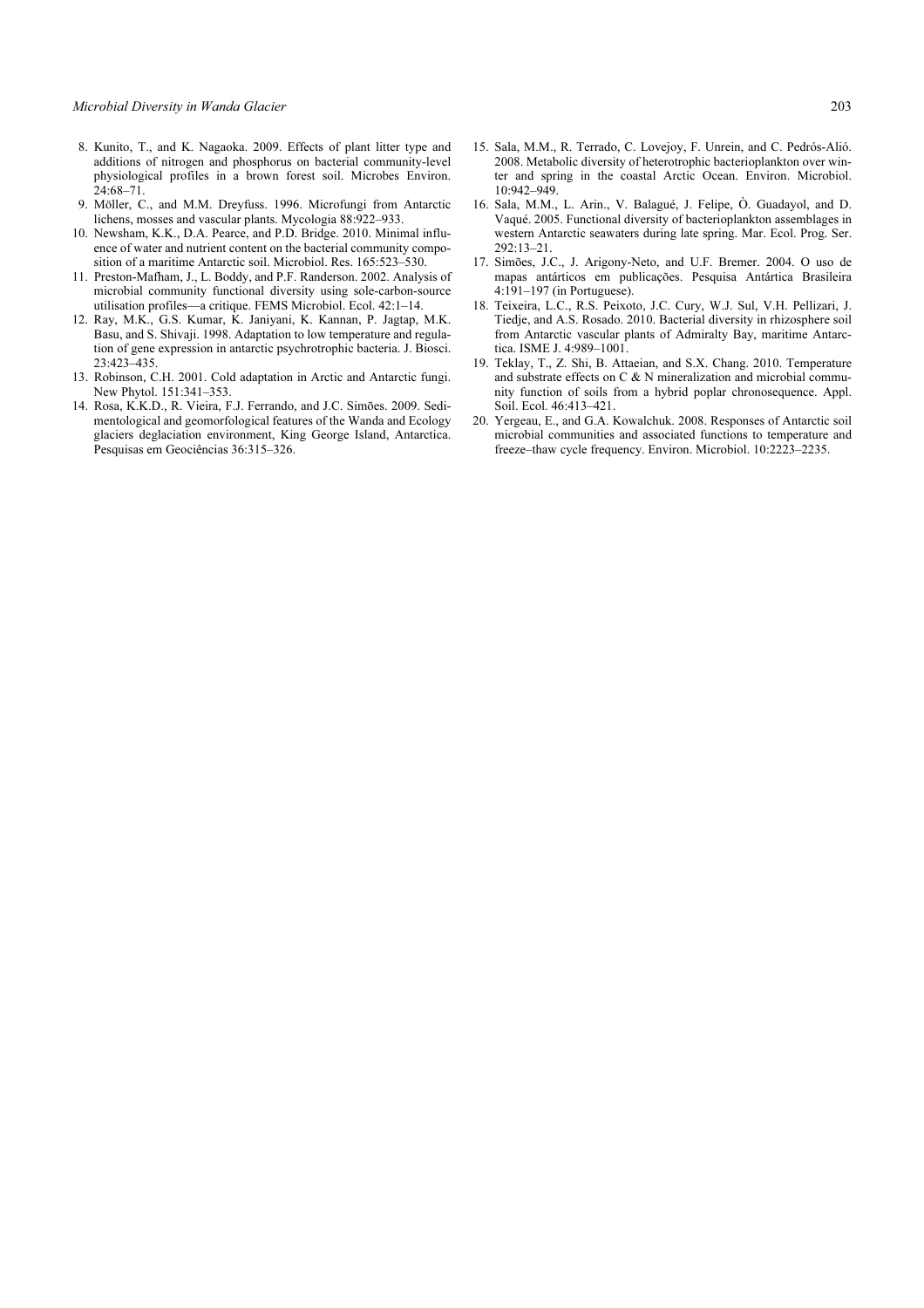8. Kunito, T., and K. Nagaoka. 2009. Effects of plant litter type and additions of nitrogen and phosphorus on bacterial community-level physiological profiles in a brown forest soil. Microbes Environ. 24:68–71.
9. Möller, C., and M.M. Dreyfuss. 1996. Microfungi from Antarctic lichens, mosses and vascular plants. Mycologia 88:922–933.
10. Newsham, K.K., D.A. Pearce, and P.D. Bridge. 2010. Minimal influence of water and nutrient content on the bacterial community composition of a maritime Antarctic soil. Microbiol. Res. 165:523–530.
11. Preston-Mafham, J., L. Boddy, and P.F. Randerson. 2002. Analysis of microbial community functional diversity using sole-carbon-source utilisation profiles—a critique. FEMS Microbiol. Ecol. 42:1–14.
12. Ray, M.K., G.S. Kumar, K. Janiyani, K. Kannan, P. Jagtap, M.K. Basu, and S. Shivaji. 1998. Adaptation to low temperature and regulation of gene expression in antarctic psychrotrophic bacteria. J. Biosci. 23:423–435.
13. Robinson, C.H. 2001. Cold adaptation in Arctic and Antarctic fungi. New Phytol. 151:341–353.
14. Rosa, K.K.D., R. Vieira, F.J. Ferrando, and J.C. Simões. 2009. Sedimentological and geomorfological features of the Wanda and Ecology glaciers deglaciation environment, King George Island, Antarctica. Pesquisas em Geociências 36:315–326.
15. Sala, M.M., R. Terrado, C. Lovejoy, F. Unrein, and C. Pedrós-Alió. 2008. Metabolic diversity of heterotrophic bacterioplankton over winter and spring in the coastal Arctic Ocean. Environ. Microbiol. 10:942–949.
16. Sala, M.M., L. Arin., V. Balagué, J. Felipe, Ò. Guadayol, and D. Vaqué. 2005. Functional diversity of bacterioplankton assemblages in western Antarctic seawaters during late spring. Mar. Ecol. Prog. Ser. 292:13–21.
17. Simões, J.C., J. Arigony-Neto, and U.F. Bremer. 2004. O uso de mapas antárticos em publicações. Pesquisa Antártica Brasileira 4:191–197 (in Portuguese).
18. Teixeira, L.C., R.S. Peixoto, J.C. Cury, W.J. Sul, V.H. Pellizari, J. Tiedje, and A.S. Rosado. 2010. Bacterial diversity in rhizosphere soil from Antarctic vascular plants of Admiralty Bay, maritime Antarctica. ISME J. 4:989–1001.
19. Teklay, T., Z. Shi, B. Attaeian, and S.X. Chang. 2010. Temperature and substrate effects on C & N mineralization and microbial community function of soils from a hybrid poplar chronosequence. Appl. Soil. Ecol. 46:413–421.
20. Yergeau, E., and G.A. Kowalchuk. 2008. Responses of Antarctic soil microbial communities and associated functions to temperature and freeze–thaw cycle frequency. Environ. Microbiol. 10:2223–2235.